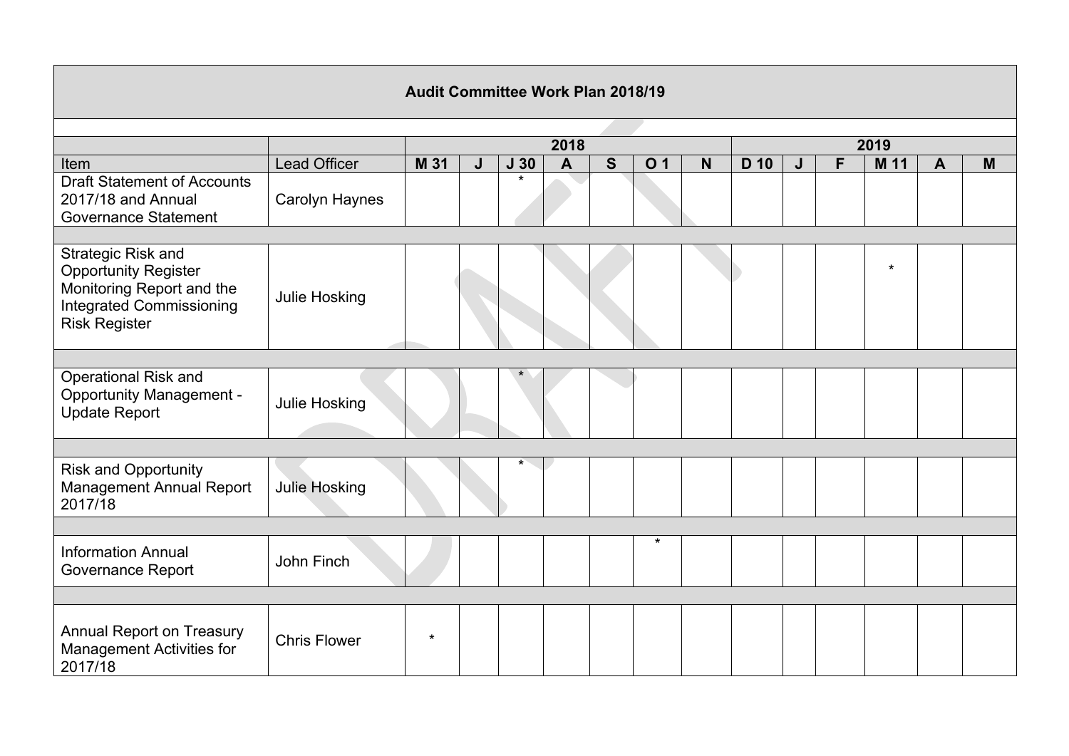# Audit Committee Work Plan 2018/19

| | | 2018 | | | | | | | 2019 | | | | | |
|---|---|---|---|---|---|---|---|---|---|---|---|---|---|---|
| Item | Lead Officer | M 31 | J | J 30 | A | S | O 1 | N | D 10 | J | F | M 11 | A | M |
| Draft Statement of Accounts 2017/18 and Annual Governance Statement | Carolyn Haynes | | | * | | | | | | | | | | |
| | | | | | | | | | | | | | | |
| Strategic Risk and Opportunity Register Monitoring Report and the Integrated Commissioning Risk Register | Julie Hosking | | | | | | | | | | | * | | |
| | | | | | | | | | | | | | | |
| Operational Risk and Opportunity Management - Update Report | Julie Hosking | | | * | | | | | | | | | | |
| | | | | | | | | | | | | | | |
| Risk and Opportunity Management Annual Report 2017/18 | Julie Hosking | | | * | | | | | | | | | | |
| | | | | | | | | | | | | | | |
| Information Annual Governance Report | John Finch | | | | | | * | | | | | | | |
| | | | | | | | | | | | | | | |
| Annual Report on Treasury Management Activities for 2017/18 | Chris Flower | * | | | | | | | | | | | | |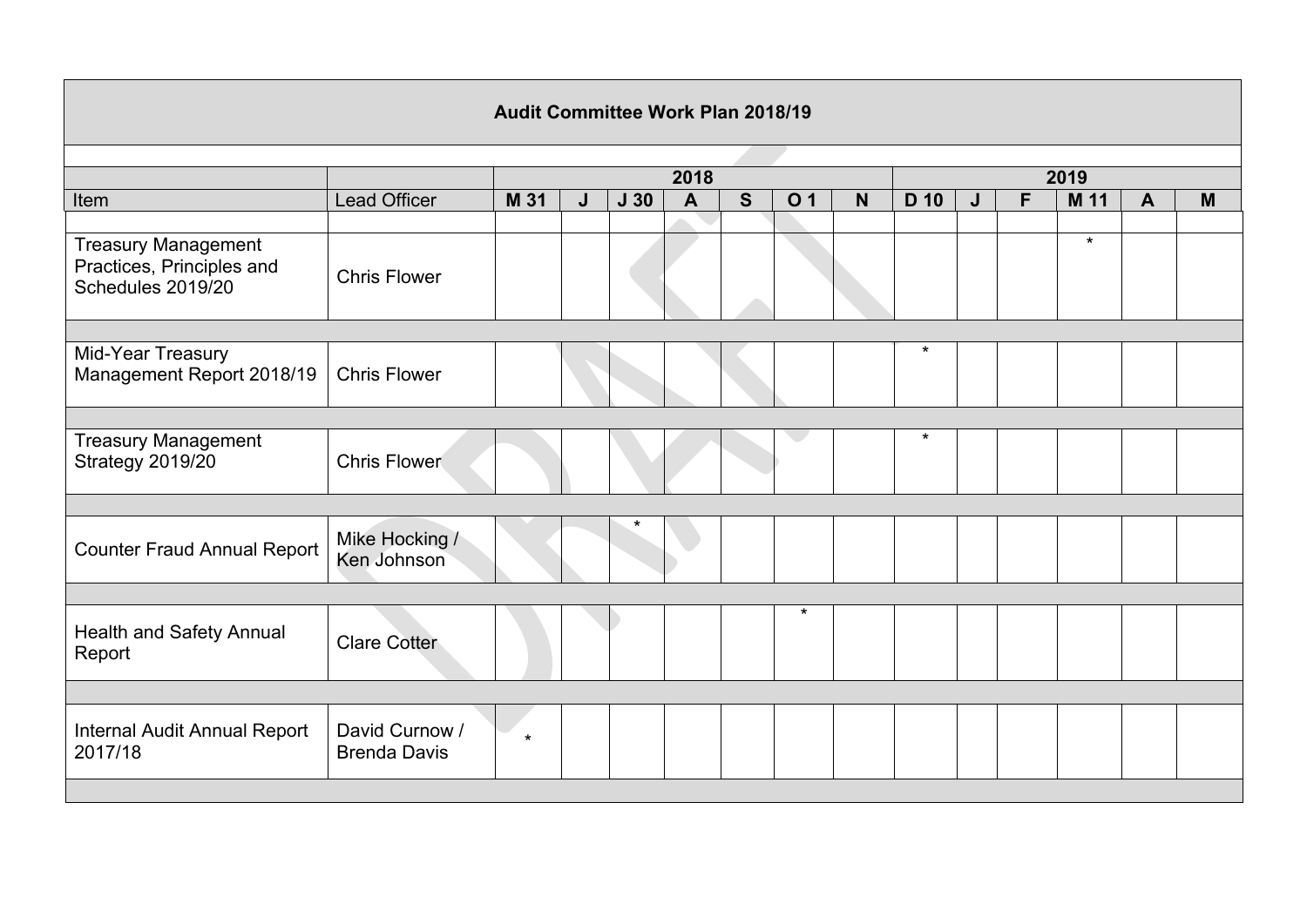| Audit Committee Work Plan 2018/19 | | | | | | | | | | | | | | |
|---|---|---|---|---|---|---|---|---|---|---|---|---|---|---|
| | | 2018 | | | | | | | 2019 | | | | | |
| Item | Lead Officer | M 31 | J | J 30 | A | S | O 1 | N | D 10 | J | F | M 11 | A | M |
| Treasury Management Practices, Principles and Schedules 2019/20 | Chris Flower | | | | | | | | | | | * | | |
| Mid-Year Treasury Management Report 2018/19 | Chris Flower | | | | | | | | * | | | | | |
| Treasury Management Strategy 2019/20 | Chris Flower | | | | | | | | * | | | | | |
| Counter Fraud Annual Report | Mike Hocking / Ken Johnson | | | * | | | | | | | | | | |
| Health and Safety Annual Report | Clare Cotter | | | | | | * | | | | | | | |
| Internal Audit Annual Report 2017/18 | David Curnow / Brenda Davis | * | | | | | | | | | | | | |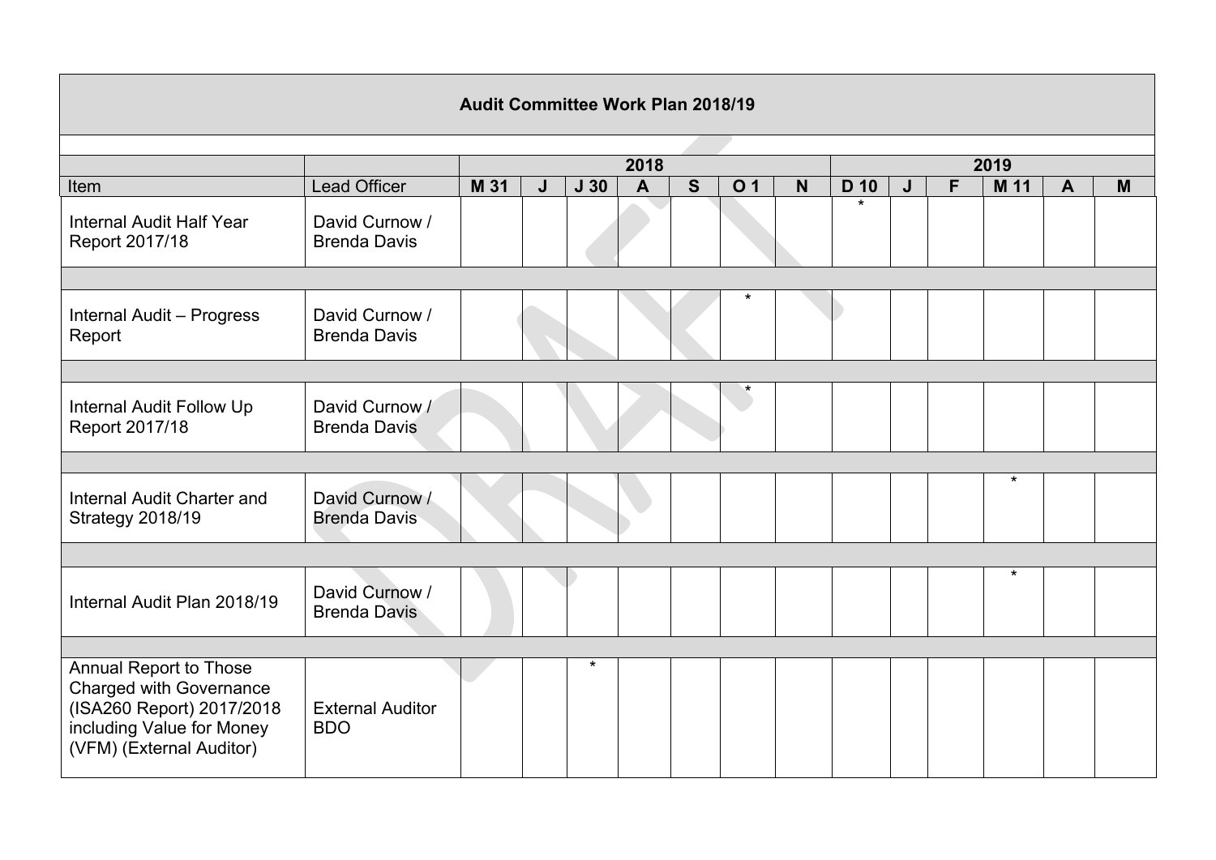| Audit Committee Work Plan 2018/19 | | | | | | | | | | | | | | |
|---|---|---|---|---|---|---|---|---|---|---|---|---|---|---|
| | | | | | 2018 | | | | | | | 2019 | | |
| Item | Lead Officer | M 31 | J | J 30 | A | S | O 1 | N | D 10 | J | F | M 11 | A | M |
| Internal Audit Half Year Report 2017/18 | David Curnow / Brenda Davis | | | | | | | | * | | | | | |
| | | | | | | | | | | | | | | |
| Internal Audit – Progress Report | David Curnow / Brenda Davis | | | | | | * | | | | | | | |
| | | | | | | | | | | | | | | |
| Internal Audit Follow Up Report 2017/18 | David Curnow / Brenda Davis | | | | | | * | | | | | | | |
| | | | | | | | | | | | | | | |
| Internal Audit Charter and Strategy 2018/19 | David Curnow / Brenda Davis | | | | | | | | | | | * | | |
| | | | | | | | | | | | | | | |
| Internal Audit Plan 2018/19 | David Curnow / Brenda Davis | | | | | | | | | | | * | | |
| | | | | | | | | | | | | | | |
| Annual Report to Those Charged with Governance (ISA260 Report) 2017/2018 including Value for Money (VFM) (External Auditor) | External Auditor BDO | | | * | | | | | | | | | | |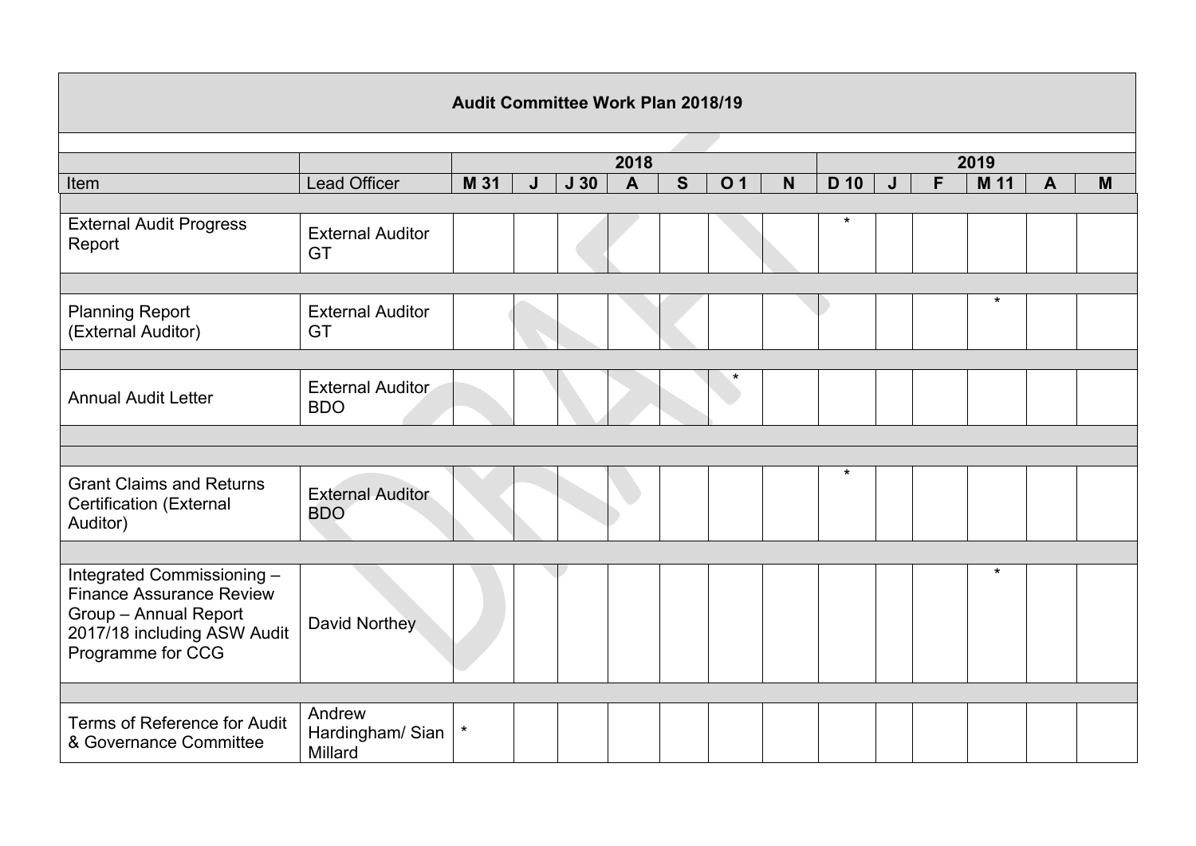| Audit Committee Work Plan 2018/19 | | | | | | | | | | | | | | |
|---|---|---|---|---|---|---|---|---|---|---|---|---|---|---|
| | | | | | 2018 | | | | | | | 2019 | | |
| Item | Lead Officer | M 31 | J | J 30 | A | S | O 1 | N | D 10 | J | F | M 11 | A | M |
| | | | | | | | | | | | | | | |
| External Audit Progress Report | External Auditor GT | | | | | | | | * | | | | | |
| | | | | | | | | | | | | | | |
| Planning Report (External Auditor) | External Auditor GT | | | | | | | | | | | * | | |
| | | | | | | | | | | | | | | |
| Annual Audit Letter | External Auditor BDO | | | | | | * | | | | | | | |
| | | | | | | | | | | | | | | |
| | | | | | | | | | | | | | | |
| Grant Claims and Returns Certification (External Auditor) | External Auditor BDO | | | | | | | | * | | | | | |
| | | | | | | | | | | | | | | |
| Integrated Commissioning – Finance Assurance Review Group – Annual Report 2017/18 including ASW Audit Programme for CCG | David Northey | | | | | | | | | | | * | | |
| | | | | | | | | | | | | | | |
| Terms of Reference for Audit & Governance Committee | Andrew Hardingham/ Sian Millard | * | | | | | | | | | | | | |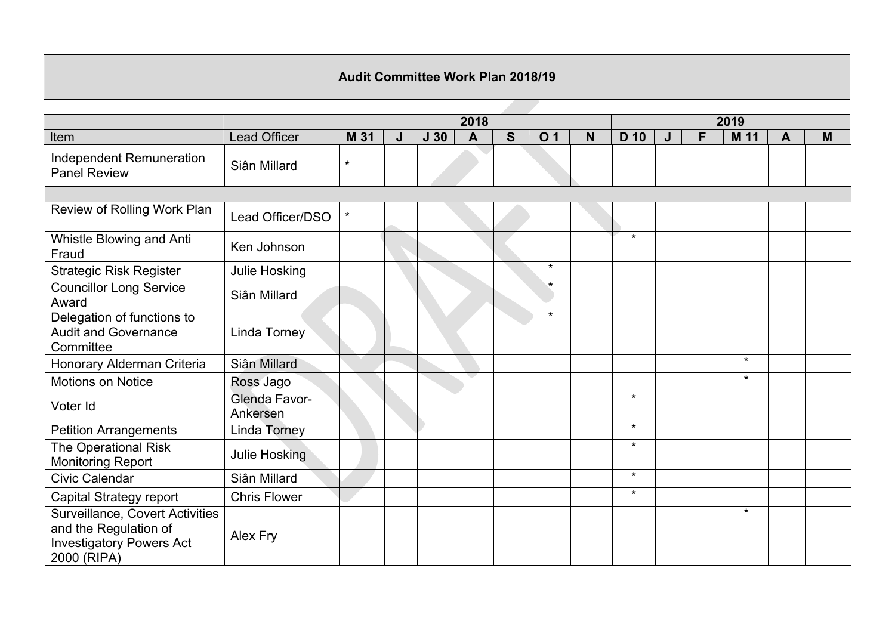| Audit Committee Work Plan 2018/19 | | | | | | | | | | | | | | |
|---|---|---|---|---|---|---|---|---|---|---|---|---|---|---|
| | | 2018 | | | | | | | 2019 | | | | | |
| Item | Lead Officer | M 31 | J | J 30 | A | S | O 1 | N | D 10 | J | F | M 11 | A | M |
| Independent Remuneration Panel Review | Siân Millard | * | | | | | | | | | | | | |
| | | | | | | | | | | | | | | |
| Review of Rolling Work Plan | Lead Officer/DSO | * | | | | | | | | | | | | |
| Whistle Blowing and Anti Fraud | Ken Johnson | | | | | | | | * | | | | | |
| Strategic Risk Register | Julie Hosking | | | | | | * | | | | | | | |
| Councillor Long Service Award | Siân Millard | | | | | | * | | | | | | | |
| Delegation of functions to Audit and Governance Committee | Linda Torney | | | | | | * | | | | | | | |
| Honorary Alderman Criteria | Siân Millard | | | | | | | | | | | * | | |
| Motions on Notice | Ross Jago | | | | | | | | | | | * | | |
| Voter Id | Glenda Favor-Ankersen | | | | | | | | * | | | | | |
| Petition Arrangements | Linda Torney | | | | | | | | * | | | | | |
| The Operational Risk Monitoring Report | Julie Hosking | | | | | | | | * | | | | | |
| Civic Calendar | Siân Millard | | | | | | | | * | | | | | |
| Capital Strategy report | Chris Flower | | | | | | | | * | | | | | |
| Surveillance, Covert Activities and the Regulation of Investigatory Powers Act 2000 (RIPA) | Alex Fry | | | | | | | | | | | * | | |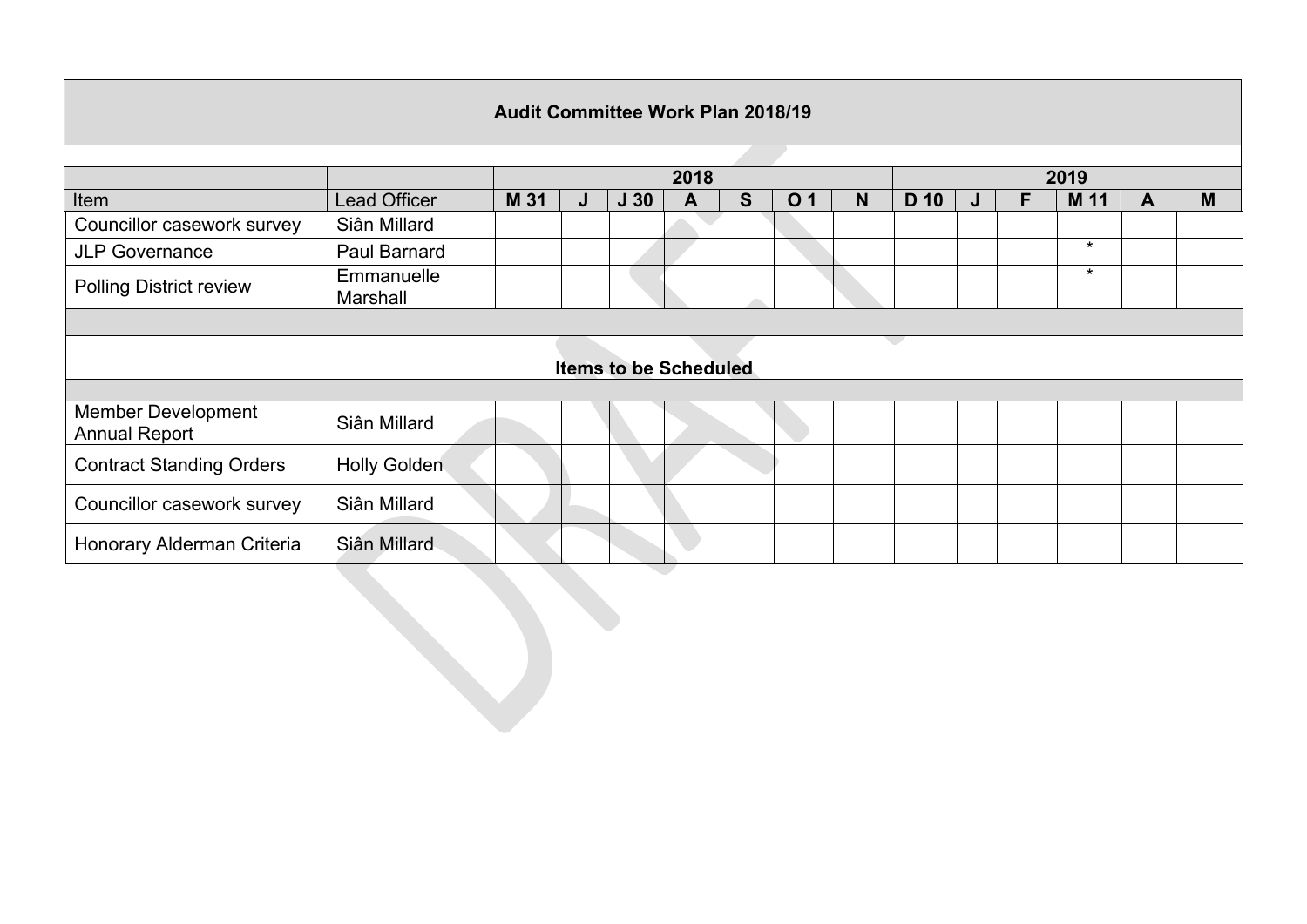**Audit Committee Work Plan 2018/19**

| | | 2018 | | | | | | | 2019 | | | | | |
|---|---|---|---|---|---|---|---|---|---|---|---|---|---|---|
| Item | Lead Officer | M 31 | J | J 30 | A | S | O 1 | N | D 10 | J | F | M 11 | A | M |
| Councillor casework survey | Siân Millard | | | | | | | | | | | | | |
| JLP Governance | Paul Barnard | | | | | | | | | | | * | | |
| Polling District review | Emmanuelle Marshall | | | | | | | | | | | * | | |
| | | | | | | | | | | | | | | |
| **Items to be Scheduled** | | | | | | | | | | | | | | |
| | | | | | | | | | | | | | | |
| Member Development Annual Report | Siân Millard | | | | | | | | | | | | | |
| Contract Standing Orders | Holly Golden | | | | | | | | | | | | | |
| Councillor casework survey | Siân Millard | | | | | | | | | | | | | |
| Honorary Alderman Criteria | Siân Millard | | | | | | | | | | | | | |